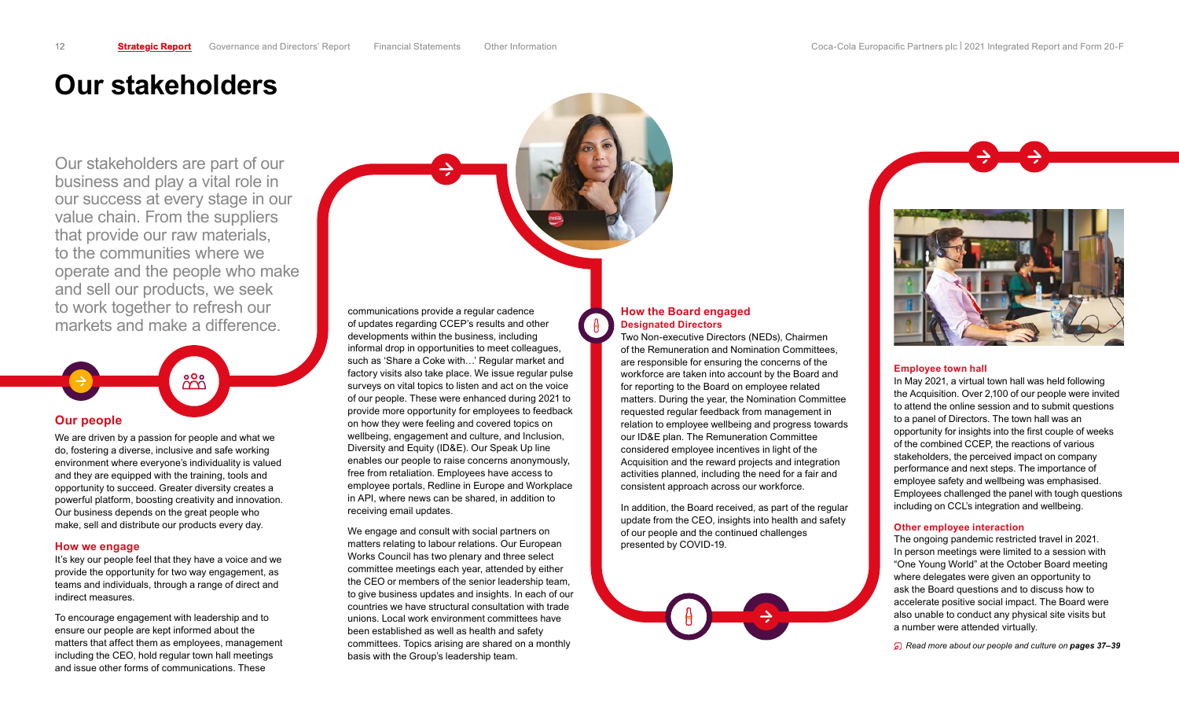# Our stakeholders

Our stakeholders are part of our business and play a vital role in our success at every stage in our value chain. From the suppliers that provide our raw materials, to the communities where we operate and the people who make and sell our products, we seek to work together to refresh our markets and make a difference.

## Our people

We are driven by a passion for people and what we do, fostering a diverse, inclusive and safe working environment where everyone's individuality is valued and they are equipped with the training, tools and opportunity to succeed. Greater diversity creates a powerful platform, boosting creativity and innovation. Our business depends on the great people who make, sell and distribute our products every day.

### How we engage

It's key our people feel that they have a voice and we provide the opportunity for two way engagement, as teams and individuals, through a range of direct and indirect measures.

To encourage engagement with leadership and to ensure our people are kept informed about the matters that affect them as employees, management including the CEO, hold regular town hall meetings and issue other forms of communications. These communications provide a regular cadence of updates regarding CCEP's results and other developments within the business, including informal drop in opportunities to meet colleagues, such as 'Share a Coke with…' Regular market and factory visits also take place. We issue regular pulse surveys on vital topics to listen and act on the voice of our people. These were enhanced during 2021 to provide more opportunity for employees to feedback on how they were feeling and covered topics on wellbeing, engagement and culture, and Inclusion, Diversity and Equity (ID&E). Our Speak Up line enables our people to raise concerns anonymously, free from retaliation. Employees have access to employee portals, Redline in Europe and Workplace in API, where news can be shared, in addition to receiving email updates.

We engage and consult with social partners on matters relating to labour relations. Our European Works Council has two plenary and three select committee meetings each year, attended by either the CEO or members of the senior leadership team, to give business updates and insights. In each of our countries we have structural consultation with trade unions. Local work environment committees have been established as well as health and safety committees. Topics arising are shared on a monthly basis with the Group's leadership team.

### How the Board engaged

**Designated Directors**

Two Non-executive Directors (NEDs), Chairmen of the Remuneration and Nomination Committees, are responsible for ensuring the concerns of the workforce are taken into account by the Board and for reporting to the Board on employee related matters. During the year, the Nomination Committee requested regular feedback from management in relation to employee wellbeing and progress towards our ID&E plan. The Remuneration Committee considered employee incentives in light of the Acquisition and the reward projects and integration activities planned, including the need for a fair and consistent approach across our workforce.

In addition, the Board received, as part of the regular update from the CEO, insights into health and safety of our people and the continued challenges presented by COVID-19.

**Employee town hall**

In May 2021, a virtual town hall was held following the Acquisition. Over 2,100 of our people were invited to attend the online session and to submit questions to a panel of Directors. The town hall was an opportunity for insights into the first couple of weeks of the combined CCEP, the reactions of various stakeholders, the perceived impact on company performance and next steps. The importance of employee safety and wellbeing was emphasised. Employees challenged the panel with tough questions including on CCL's integration and wellbeing.

**Other employee interaction**

The ongoing pandemic restricted travel in 2021. In person meetings were limited to a session with "One Young World" at the October Board meeting where delegates were given an opportunity to ask the Board questions and to discuss how to accelerate positive social impact. The Board were also unable to conduct any physical site visits but a number were attended virtually.

*Read more about our people and culture on **pages 37–39***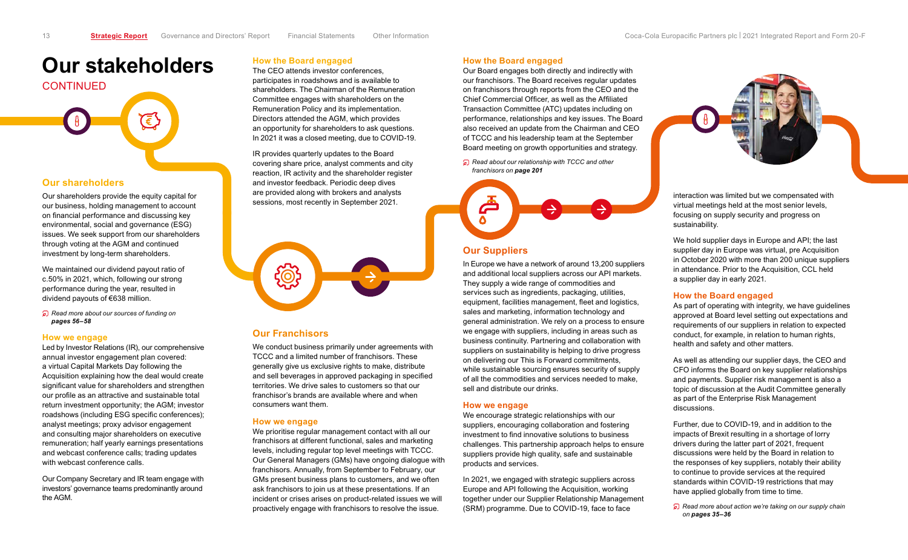# Our stakeholders

CONTINUED

## Our shareholders

Our shareholders provide the equity capital for our business, holding management to account on financial performance and discussing key environmental, social and governance (ESG) issues. We seek support from our shareholders through voting at the AGM and continued investment by long-term shareholders.

We maintained our dividend payout ratio of c.50% in 2021, which, following our strong performance during the year, resulted in dividend payouts of €638 million.

*Read more about our sources of funding on* ***pages 56–58***

### How we engage

Led by Investor Relations (IR), our comprehensive annual investor engagement plan covered: a virtual Capital Markets Day following the Acquisition explaining how the deal would create significant value for shareholders and strengthen our profile as an attractive and sustainable total return investment opportunity; the AGM; investor roadshows (including ESG specific conferences); analyst meetings; proxy advisor engagement and consulting major shareholders on executive remuneration; half yearly earnings presentations and webcast conference calls; trading updates with webcast conference calls.

Our Company Secretary and IR team engage with investors' governance teams predominantly around the AGM.

### How the Board engaged

The CEO attends investor conferences, participates in roadshows and is available to shareholders. The Chairman of the Remuneration Committee engages with shareholders on the Remuneration Policy and its implementation. Directors attended the AGM, which provides an opportunity for shareholders to ask questions. In 2021 it was a closed meeting, due to COVID-19.

IR provides quarterly updates to the Board covering share price, analyst comments and city reaction, IR activity and the shareholder register and investor feedback. Periodic deep dives are provided along with brokers and analysts sessions, most recently in September 2021.

## Our Franchisors

We conduct business primarily under agreements with TCCC and a limited number of franchisors. These generally give us exclusive rights to make, distribute and sell beverages in approved packaging in specified territories. We drive sales to customers so that our franchisor's brands are available where and when consumers want them.

### How we engage

We prioritise regular management contact with all our franchisors at different functional, sales and marketing levels, including regular top level meetings with TCCC. Our General Managers (GMs) have ongoing dialogue with franchisors. Annually, from September to February, our GMs present business plans to customers, and we often ask franchisors to join us at these presentations. If an incident or crises arises on product-related issues we will proactively engage with franchisors to resolve the issue.

### How the Board engaged

Our Board engages both directly and indirectly with our franchisors. The Board receives regular updates on franchisors through reports from the CEO and the Chief Commercial Officer, as well as the Affiliated Transaction Committee (ATC) updates including on performance, relationships and key issues. The Board also received an update from the Chairman and CEO of TCCC and his leadership team at the September Board meeting on growth opportunities and strategy.

*Read about our relationship with TCCC and other franchisors on* ***page 201***

## Our Suppliers

In Europe we have a network of around 13,200 suppliers and additional local suppliers across our API markets. They supply a wide range of commodities and services such as ingredients, packaging, utilities, equipment, facilities management, fleet and logistics, sales and marketing, information technology and general administration. We rely on a process to ensure we engage with suppliers, including in areas such as business continuity. Partnering and collaboration with suppliers on sustainability is helping to drive progress on delivering our This is Forward commitments, while sustainable sourcing ensures security of supply of all the commodities and services needed to make, sell and distribute our drinks.

### How we engage

We encourage strategic relationships with our suppliers, encouraging collaboration and fostering investment to find innovative solutions to business challenges. This partnership approach helps to ensure suppliers provide high quality, safe and sustainable products and services.

In 2021, we engaged with strategic suppliers across Europe and API following the Acquisition, working together under our Supplier Relationship Management (SRM) programme. Due to COVID-19, face to face interaction was limited but we compensated with virtual meetings held at the most senior levels, focusing on supply security and progress on sustainability.

We hold supplier days in Europe and API; the last supplier day in Europe was virtual, pre Acquisition in October 2020 with more than 200 unique suppliers in attendance. Prior to the Acquisition, CCL held a supplier day in early 2021.

### How the Board engaged

As part of operating with integrity, we have guidelines approved at Board level setting out expectations and requirements of our suppliers in relation to expected conduct, for example, in relation to human rights, health and safety and other matters.

As well as attending our supplier days, the CEO and CFO informs the Board on key supplier relationships and payments. Supplier risk management is also a topic of discussion at the Audit Committee generally as part of the Enterprise Risk Management discussions.

Further, due to COVID-19, and in addition to the impacts of Brexit resulting in a shortage of lorry drivers during the latter part of 2021, frequent discussions were held by the Board in relation to the responses of key suppliers, notably their ability to continue to provide services at the required standards within COVID-19 restrictions that may have applied globally from time to time.

*Read more about action we're taking on our supply chain on* ***pages 35–36***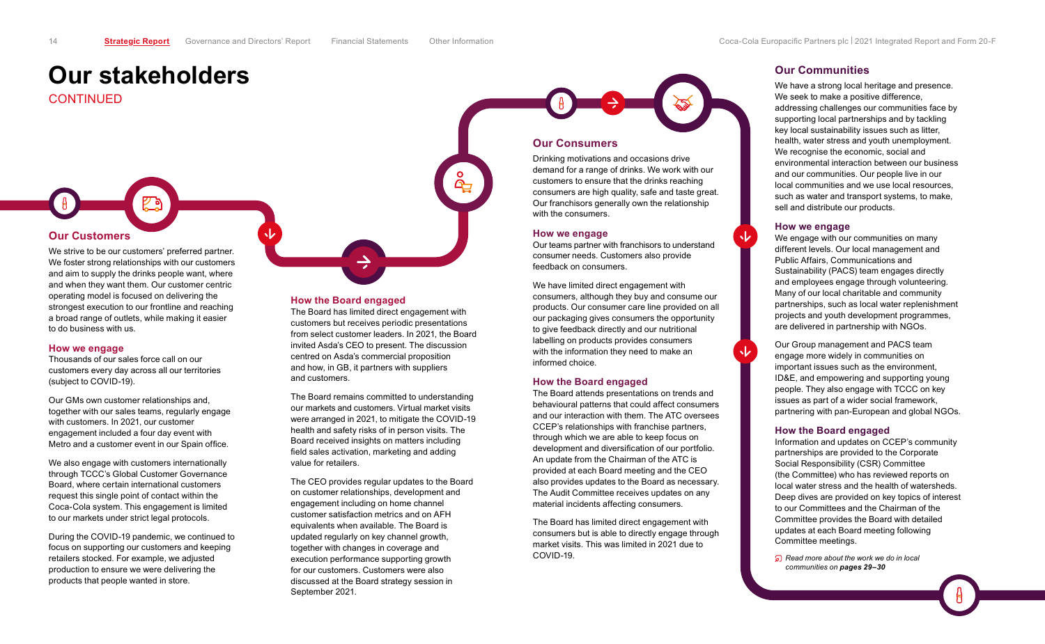# Our stakeholders

CONTINUED

## Our Customers

We strive to be our customers' preferred partner. We foster strong relationships with our customers and aim to supply the drinks people want, where and when they want them. Our customer centric operating model is focused on delivering the strongest execution to our frontline and reaching a broad range of outlets, while making it easier to do business with us.

### How we engage

Thousands of our sales force call on our customers every day across all our territories (subject to COVID-19).

Our GMs own customer relationships and, together with our sales teams, regularly engage with customers. In 2021, our customer engagement included a four day event with Metro and a customer event in our Spain office.

We also engage with customers internationally through TCCC's Global Customer Governance Board, where certain international customers request this single point of contact within the Coca-Cola system. This engagement is limited to our markets under strict legal protocols.

During the COVID-19 pandemic, we continued to focus on supporting our customers and keeping retailers stocked. For example, we adjusted production to ensure we were delivering the products that people wanted in store.

### How the Board engaged

The Board has limited direct engagement with customers but receives periodic presentations from select customer leaders. In 2021, the Board invited Asda's CEO to present. The discussion centred on Asda's commercial proposition and how, in GB, it partners with suppliers and customers.

The Board remains committed to understanding our markets and customers. Virtual market visits were arranged in 2021, to mitigate the COVID-19 health and safety risks of in person visits. The Board received insights on matters including field sales activation, marketing and adding value for retailers.

The CEO provides regular updates to the Board on customer relationships, development and engagement including on home channel customer satisfaction metrics and on AFH equivalents when available. The Board is updated regularly on key channel growth, together with changes in coverage and execution performance supporting growth for our customers. Customers were also discussed at the Board strategy session in September 2021.

## Our Consumers

Drinking motivations and occasions drive demand for a range of drinks. We work with our customers to ensure that the drinks reaching consumers are high quality, safe and taste great. Our franchisors generally own the relationship with the consumers.

### How we engage

Our teams partner with franchisors to understand consumer needs. Customers also provide feedback on consumers.

We have limited direct engagement with consumers, although they buy and consume our products. Our consumer care line provided on all our packaging gives consumers the opportunity to give feedback directly and our nutritional labelling on products provides consumers with the information they need to make an informed choice.

### How the Board engaged

The Board attends presentations on trends and behavioural patterns that could affect consumers and our interaction with them. The ATC oversees CCEP's relationships with franchise partners, through which we are able to keep focus on development and diversification of our portfolio. An update from the Chairman of the ATC is provided at each Board meeting and the CEO also provides updates to the Board as necessary. The Audit Committee receives updates on any material incidents affecting consumers.

The Board has limited direct engagement with consumers but is able to directly engage through market visits. This was limited in 2021 due to COVID-19.

## Our Communities

We have a strong local heritage and presence. We seek to make a positive difference, addressing challenges our communities face by supporting local partnerships and by tackling key local sustainability issues such as litter, health, water stress and youth unemployment. We recognise the economic, social and environmental interaction between our business and our communities. Our people live in our local communities and we use local resources, such as water and transport systems, to make, sell and distribute our products.

### How we engage

We engage with our communities on many different levels. Our local management and Public Affairs, Communications and Sustainability (PACS) team engages directly and employees engage through volunteering. Many of our local charitable and community partnerships, such as local water replenishment projects and youth development programmes, are delivered in partnership with NGOs.

Our Group management and PACS team engage more widely in communities on important issues such as the environment, ID&E, and empowering and supporting young people. They also engage with TCCC on key issues as part of a wider social framework, partnering with pan-European and global NGOs.

### How the Board engaged

Information and updates on CCEP's community partnerships are provided to the Corporate Social Responsibility (CSR) Committee (the Committee) who has reviewed reports on local water stress and the health of watersheds. Deep dives are provided on key topics of interest to our Committees and the Chairman of the Committee provides the Board with detailed updates at each Board meeting following Committee meetings.

*Read more about the work we do in local communities on **pages 29–30***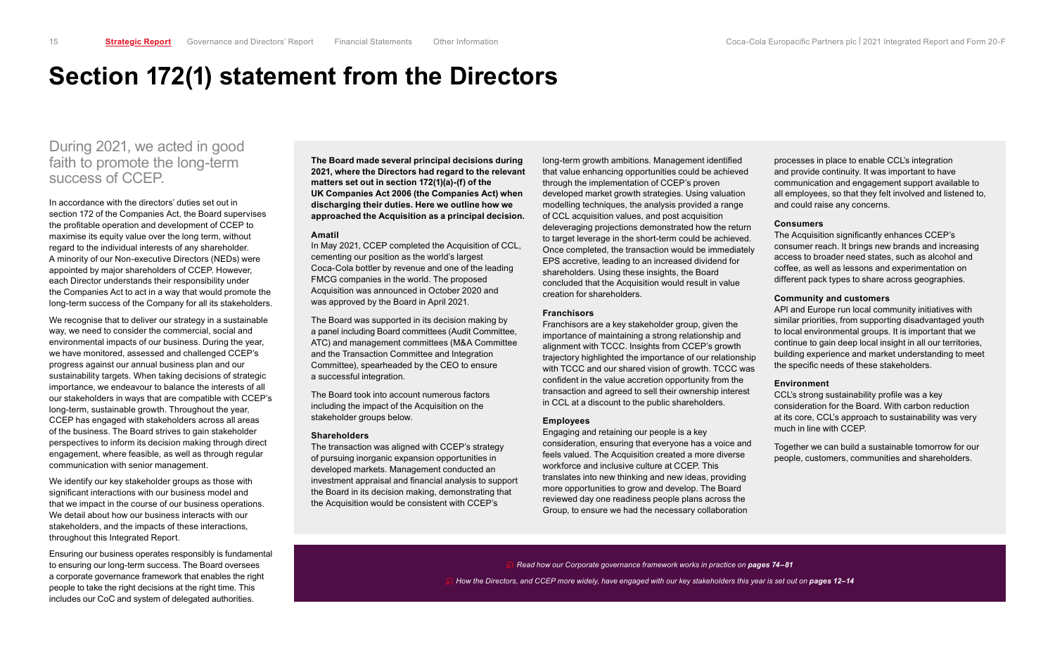# Section 172(1) statement from the Directors

During 2021, we acted in good faith to promote the long-term success of CCEP.

In accordance with the directors' duties set out in section 172 of the Companies Act, the Board supervises the profitable operation and development of CCEP to maximise its equity value over the long term, without regard to the individual interests of any shareholder. A minority of our Non-executive Directors (NEDs) were appointed by major shareholders of CCEP. However, each Director understands their responsibility under the Companies Act to act in a way that would promote the long-term success of the Company for all its stakeholders.

We recognise that to deliver our strategy in a sustainable way, we need to consider the commercial, social and environmental impacts of our business. During the year, we have monitored, assessed and challenged CCEP's progress against our annual business plan and our sustainability targets. When taking decisions of strategic importance, we endeavour to balance the interests of all our stakeholders in ways that are compatible with CCEP's long-term, sustainable growth. Throughout the year, CCEP has engaged with stakeholders across all areas of the business. The Board strives to gain stakeholder perspectives to inform its decision making through direct engagement, where feasible, as well as through regular communication with senior management.

We identify our key stakeholder groups as those with significant interactions with our business model and that we impact in the course of our business operations. We detail about how our business interacts with our stakeholders, and the impacts of these interactions, throughout this Integrated Report.

Ensuring our business operates responsibly is fundamental to ensuring our long-term success. The Board oversees a corporate governance framework that enables the right people to take the right decisions at the right time. This includes our CoC and system of delegated authorities.

**The Board made several principal decisions during 2021, where the Directors had regard to the relevant matters set out in section 172(1)(a)-(f) of the UK Companies Act 2006 (the Companies Act) when discharging their duties. Here we outline how we approached the Acquisition as a principal decision.**

### Amatil

In May 2021, CCEP completed the Acquisition of CCL, cementing our position as the world's largest Coca-Cola bottler by revenue and one of the leading FMCG companies in the world. The proposed Acquisition was announced in October 2020 and was approved by the Board in April 2021.

The Board was supported in its decision making by a panel including Board committees (Audit Committee, ATC) and management committees (M&A Committee and the Transaction Committee and Integration Committee), spearheaded by the CEO to ensure a successful integration.

The Board took into account numerous factors including the impact of the Acquisition on the stakeholder groups below.

### Shareholders

The transaction was aligned with CCEP's strategy of pursuing inorganic expansion opportunities in developed markets. Management conducted an investment appraisal and financial analysis to support the Board in its decision making, demonstrating that the Acquisition would be consistent with CCEP's long-term growth ambitions. Management identified that value enhancing opportunities could be achieved through the implementation of CCEP's proven developed market growth strategies. Using valuation modelling techniques, the analysis provided a range of CCL acquisition values, and post acquisition deleveraging projections demonstrated how the return to target leverage in the short-term could be achieved. Once completed, the transaction would be immediately EPS accretive, leading to an increased dividend for shareholders. Using these insights, the Board concluded that the Acquisition would result in value creation for shareholders.

### Franchisors

Franchisors are a key stakeholder group, given the importance of maintaining a strong relationship and alignment with TCCC. Insights from CCEP's growth trajectory highlighted the importance of our relationship with TCCC and our shared vision of growth. TCCC was confident in the value accretion opportunity from the transaction and agreed to sell their ownership interest in CCL at a discount to the public shareholders.

### Employees

Engaging and retaining our people is a key consideration, ensuring that everyone has a voice and feels valued. The Acquisition created a more diverse workforce and inclusive culture at CCEP. This translates into new thinking and new ideas, providing more opportunities to grow and develop. The Board reviewed day one readiness people plans across the Group, to ensure we had the necessary collaboration processes in place to enable CCL's integration and provide continuity. It was important to have communication and engagement support available to all employees, so that they felt involved and listened to, and could raise any concerns.

### Consumers

The Acquisition significantly enhances CCEP's consumer reach. It brings new brands and increasing access to broader need states, such as alcohol and coffee, as well as lessons and experimentation on different pack types to share across geographies.

### Community and customers

API and Europe run local community initiatives with similar priorities, from supporting disadvantaged youth to local environmental groups. It is important that we continue to gain deep local insight in all our territories, building experience and market understanding to meet the specific needs of these stakeholders.

### Environment

CCL's strong sustainability profile was a key consideration for the Board. With carbon reduction at its core, CCL's approach to sustainability was very much in line with CCEP.

Together we can build a sustainable tomorrow for our people, customers, communities and shareholders.

*Read how our Corporate governance framework works in practice on **pages 74–81***

*How the Directors, and CCEP more widely, have engaged with our key stakeholders this year is set out on **pages 12–14***